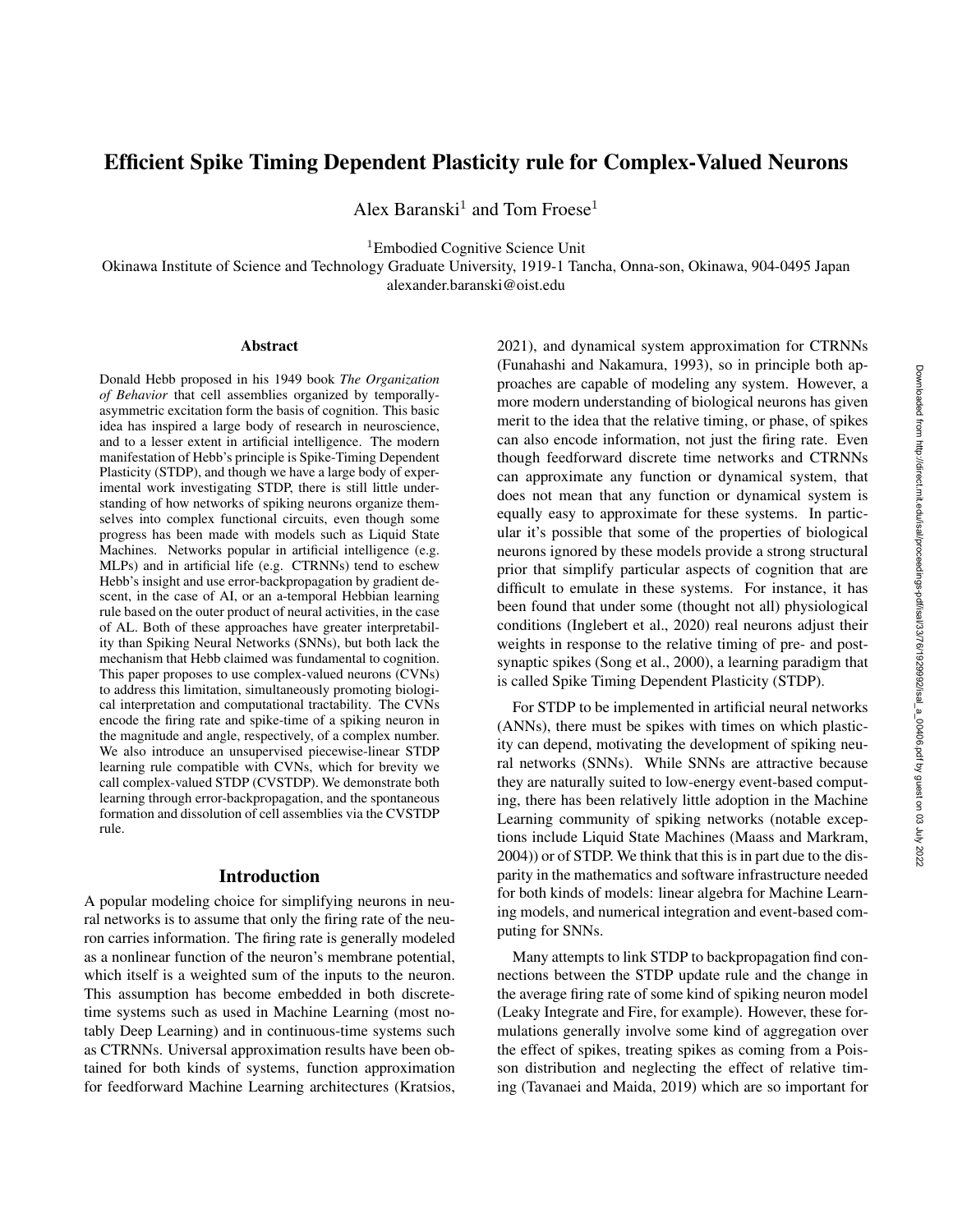# Efficient Spike Timing Dependent Plasticity rule for Complex-Valued Neurons

Alex Baranski[1] and Tom Froese[1]

[1]Embodied Cognitive Science Unit
Okinawa Institute of Science and Technology Graduate University, 1919-1 Tancha, Onna-son, Okinawa, 904-0495 Japan
alexander.baranski@oist.edu

## Abstract

Donald Hebb proposed in his 1949 book *The Organization of Behavior* that cell assemblies organized by temporally-asymmetric excitation form the basis of cognition. This basic idea has inspired a large body of research in neuroscience, and to a lesser extent in artificial intelligence. The modern manifestation of Hebb's principle is Spike-Timing Dependent Plasticity (STDP), and though we have a large body of experimental work investigating STDP, there is still little understanding of how networks of spiking neurons organize themselves into complex functional circuits, even though some progress has been made with models such as Liquid State Machines. Networks popular in artificial intelligence (e.g. MLPs) and in artificial life (e.g. CTRNNs) tend to eschew Hebb's insight and use error-backpropagation by gradient descent, in the case of AI, or an a-temporal Hebbian learning rule based on the outer product of neural activities, in the case of AL. Both of these approaches have greater interpretability than Spiking Neural Networks (SNNs), but both lack the mechanism that Hebb claimed was fundamental to cognition. This paper proposes to use complex-valued neurons (CVNs) to address this limitation, simultaneously promoting biological interpretation and computational tractability. The CVNs encode the firing rate and spike-time of a spiking neuron in the magnitude and angle, respectively, of a complex number. We also introduce an unsupervised piecewise-linear STDP learning rule compatible with CVNs, which for brevity we call complex-valued STDP (CVSTDP). We demonstrate both learning through error-backpropagation, and the spontaneous formation and dissolution of cell assemblies via the CVSTDP rule.

## Introduction

A popular modeling choice for simplifying neurons in neural networks is to assume that only the firing rate of the neuron carries information. The firing rate is generally modeled as a nonlinear function of the neuron's membrane potential, which itself is a weighted sum of the inputs to the neuron. This assumption has been embedded in both discrete-time systems such as used in Machine Learning (most notably Deep Learning) and in continuous-time systems such as CTRNNs. Universal approximation results have been obtained for both kinds of systems, function approximation for feedforward Machine Learning architectures (Kratsios, 2021), and dynamical system approximation for CTRNNs (Funahashi and Nakamura, 1993), so in principle both approaches are capable of modeling any system. However, a more modern understanding of biological neurons has given merit to the idea that the relative timing, or phase, of spikes can also encode information, not just the firing rate. Even though feedforward discrete time networks and CTRNNs can approximate any function or dynamical system, that does not mean that any function or dynamical system is equally easy to approximate for these systems. In particular it's possible that some of the properties of biological neurons ignored by these models provide a strong structural prior that simplify particular aspects of cognition that are difficult to emulate in these systems. For instance, it has been found that under some (thought not all) physiological conditions (Inglebert et al., 2020) real neurons adjust their weights in response to the relative timing of pre- and post-synaptic spikes (Song et al., 2000), a learning paradigm that is called Spike Timing Dependent Plasticity (STDP).

For STDP to be implemented in artificial neural networks (ANNs), there must be spikes with times on which plasticity can depend, motivating the development of spiking neural networks (SNNs). While SNNs are attractive because they are naturally suited to low-energy event-based computing, there has been relatively little adoption in the Machine Learning community of spiking networks (notable exceptions include Liquid State Machines (Maass and Markram, 2004)) or of STDP. We think that this is in part due to the disparity in the mathematics and software infrastructure needed for both kinds of models: linear algebra for Machine Learning models, and numerical integration and event-based computing for SNNs.

Many attempts to link STDP to backpropagation find connections between the STDP update rule and the change in the average firing rate of some kind of spiking neuron model (Leaky Integrate and Fire, for example). However, these formulations generally involve some kind of aggregation over the effect of spikes, treating spikes as coming from a Poisson distribution and neglecting the effect of relative timing (Tavanaei and Maida, 2019) which are so important for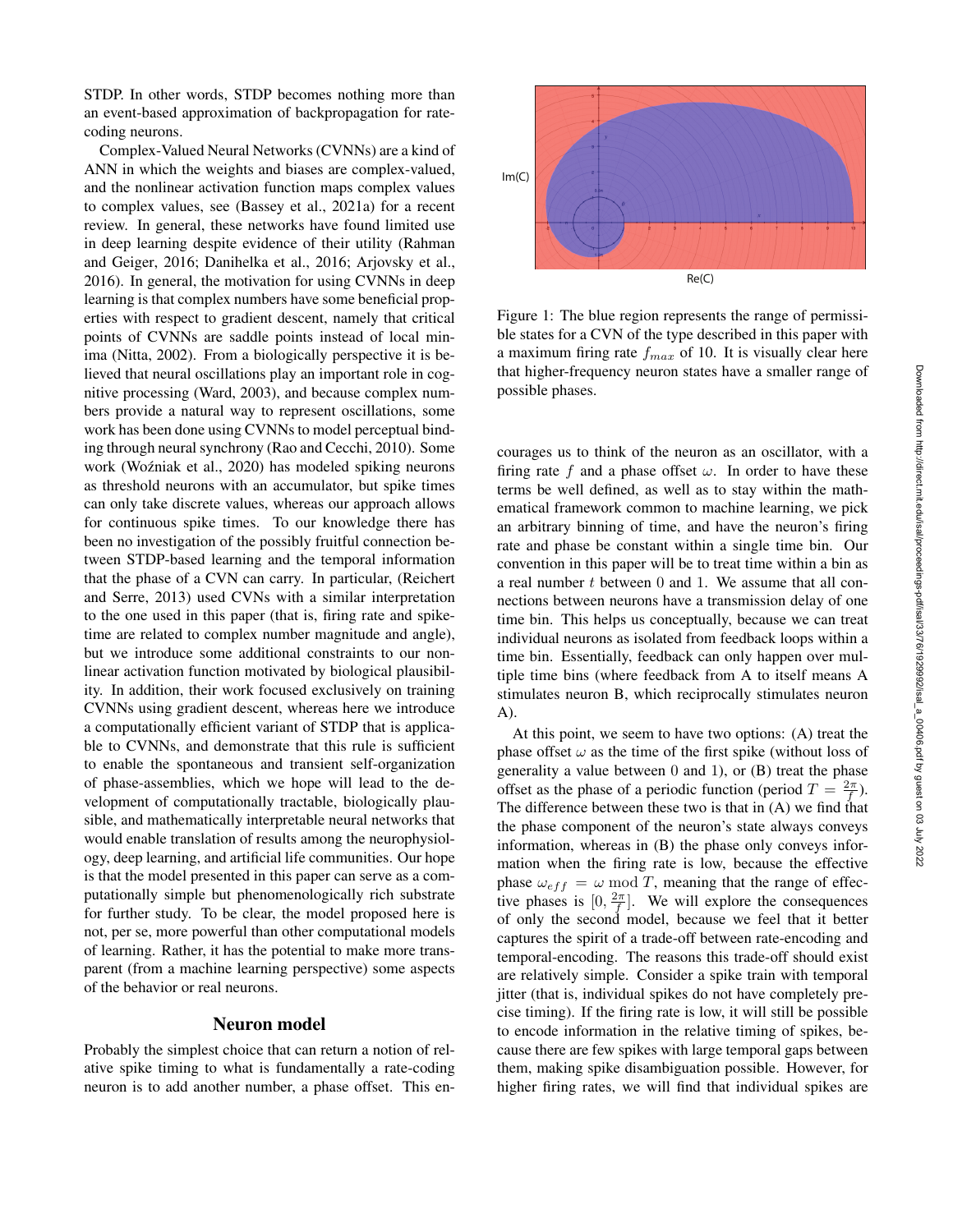STDP. In other words, STDP becomes nothing more than an event-based approximation of backpropagation for rate-coding neurons.

Complex-Valued Neural Networks (CVNNs) are a kind of ANN in which the weights and biases are complex-valued, and the nonlinear activation function maps complex values to complex values, see (Bassey et al., 2021a) for a recent review. In general, these networks have found limited use in deep learning despite evidence of their utility (Rahman and Geiger, 2016; Danihelka et al., 2016; Arjovsky et al., 2016). In general, the motivation for using CVNNs in deep learning is that complex numbers have some beneficial properties with respect to gradient descent, namely that critical points of CVNNs are saddle points instead of local minima (Nitta, 2002). From a biologically perspective it is believed that neural oscillations play an important role in cognitive processing (Ward, 2003), and because complex numbers provide a natural way to represent oscillations, some work has been done using CVNNs to model perceptual binding through neural synchrony (Rao and Cecchi, 2010). Some work (Woźniak et al., 2020) has modeled spiking neurons as threshold neurons with an accumulator, but spike times can only take discrete values, whereas our approach allows for continuous spike times. To our knowledge there has been no investigation of the possibly fruitful connection between STDP-based learning and the temporal information that the phase of a CVN can carry. In particular, (Reichert and Serre, 2013) used CVNs with a similar interpretation to the one used in this paper (that is, firing rate and spike-time are related to complex number magnitude and angle), but we introduce some additional constraints to our nonlinear activation function motivated by biological plausibility. In addition, their work focused exclusively on training CVNNs using gradient descent, whereas here we introduce a computationally efficient variant of STDP that is applicable to CVNNs, and demonstrate that this rule is sufficient to enable the spontaneous and transient self-organization of phase-assemblies, which we hope will lead to the development of computationally tractable, biologically plausible, and mathematically interpretable neural networks that would enable translation of results among the neurophysiology, deep learning, and artificial life communities. Our hope is that the model presented in this paper can serve as a computationally simple but phenomenologically rich substrate for further study. To be clear, the model proposed here is not, per se, more powerful than other computational models of learning. Rather, it has the potential to make more transparent (from a machine learning perspective) some aspects of the behavior or real neurons.

## Neuron model

Probably the simplest choice that can return a notion of relative spike timing to what is fundamentally a rate-coding neuron is to add another number, a phase offset. This encourages us to think of the neuron as an oscillator, with a firing rate $f$ and a phase offset $\omega$. In order to have these terms be well defined, as well as to stay within the mathematical framework common to machine learning, we pick an arbitrary binning of time, and have the neuron's firing rate and phase be constant within a single time bin. Our convention in this paper will be to treat time within a bin as a real number $t$ between 0 and 1. We assume that all connections between neurons have a transmission delay of one time bin. This helps us conceptually, because we can treat individual neurons as isolated from feedback loops within a time bin. Essentially, feedback can only happen over multiple time bins (where feedback from A to itself means A stimulates neuron B, which reciprocally stimulates neuron A).

Figure 1: The blue region represents the range of permissible states for a CVN of the type described in this paper with a maximum firing rate $f_{max}$ of 10. It is visually clear here that higher-frequency neuron states have a smaller range of possible phases.

At this point, we seem to have two options: (A) treat the phase offset $\omega$ as the time of the first spike (without loss of generality a value between 0 and 1), or (B) treat the phase offset as the phase of a periodic function (period $T = \frac{2\pi}{f}$). The difference between these two is that in (A) we find that the phase component of the neuron's state always conveys information, whereas in (B) the phase only conveys information when the firing rate is low, because the effective phase $\omega_{eff} = \omega \bmod T$, meaning that the range of effective phases is $[0, \frac{2\pi}{f}]$. We will explore the consequences of only the second model, because we feel that it better captures the spirit of a trade-off between rate-encoding and temporal-encoding. The reasons this trade-off should exist are relatively simple. Consider a spike train with temporal jitter (that is, individual spikes do not have completely precise timing). If the firing rate is low, it will still be possible to encode information in the relative timing of spikes, because there are few spikes with large temporal gaps between them, making spike disambiguation possible. However, for higher firing rates, we will find that individual spikes are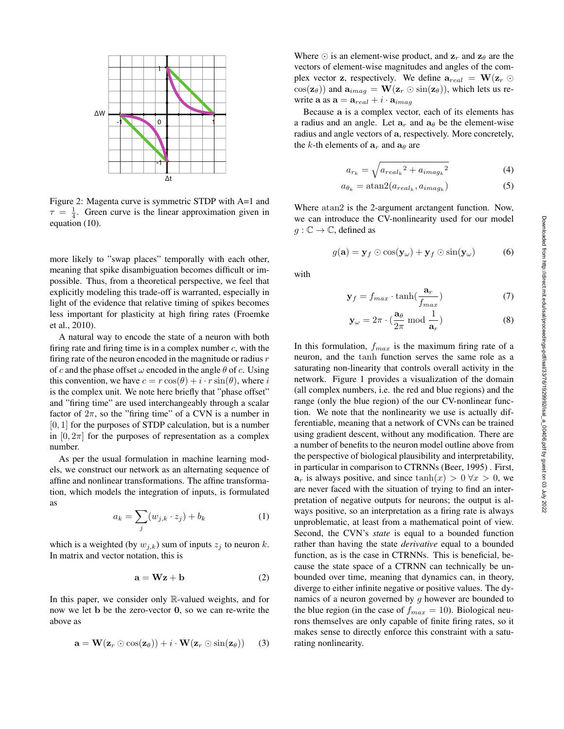Figure 2: Magenta curve is symmetric STDP with A=1 and $\tau = \frac{1}{4}$. Green curve is the linear approximation given in equation (10).

more likely to "swap places" temporally with each other, meaning that spike disambiguation becomes difficult or impossible. Thus, from a theoretical perspective, we feel that explicitly modeling this trade-off is warranted, especially in light of the evidence that relative timing of spikes becomes less important for plasticity at high firing rates (Froemke et al., 2010).

A natural way to encode the state of a neuron with both firing rate and firing time is in a complex number $c$, with the firing rate of the neuron encoded in the magnitude or radius $r$ of $c$ and the phase offset $\omega$ encoded in the angle $\theta$ of $c$. Using this convention, we have $c = r\cos(\theta) + i \cdot r\sin(\theta)$, where $i$ is the complex unit. We note here briefly that "phase offset" and "firing time" are used interchangeably through a scalar factor of $2\pi$, so the "firing time" of a CVN is a number in $[0, 1]$ for the purposes of STDP calculation, but is a number in $[0, 2\pi]$ for the purposes of representation as a complex number.

As per the usual formulation in machine learning models, we construct our network as an alternating sequence of affine and nonlinear transformations. The affine transformation, which models the integration of inputs, is formulated as

$$a_k = \sum_j (w_{j,k} \cdot z_j) + b_k \tag{1}$$

which is a weighted (by $w_{j,k}$) sum of inputs $z_j$ to neuron $k$. In matrix and vector notation, this is

$$\mathbf{a} = \mathbf{W}\mathbf{z} + \mathbf{b} \tag{2}$$

In this paper, we consider only $\mathbb{R}$-valued weights, and for now we let $\mathbf{b}$ be the zero-vector $\mathbf{0}$, so we can re-write the above as

$$\mathbf{a} = \mathbf{W}(\mathbf{z}_r \odot \cos(\mathbf{z}_\theta)) + i \cdot \mathbf{W}(\mathbf{z}_r \odot \sin(\mathbf{z}_\theta)) \tag{3}$$

Where $\odot$ is an element-wise product, and $\mathbf{z}_r$ and $\mathbf{z}_\theta$ are the vectors of element-wise magnitudes and angles of the complex vector $\mathbf{z}$, respectively. We define $\mathbf{a}_{real} = \mathbf{W}(\mathbf{z}_r \odot \cos(\mathbf{z}_\theta))$ and $\mathbf{a}_{imag} = \mathbf{W}(\mathbf{z}_r \odot \sin(\mathbf{z}_\theta))$, which lets us rewrite $\mathbf{a}$ as $\mathbf{a} = \mathbf{a}_{real} + i \cdot \mathbf{a}_{imag}$

Because $\mathbf{a}$ is a complex vector, each of its elements has a radius and an angle. Let $\mathbf{a}_r$ and $\mathbf{a}_\theta$ be the element-wise radius and angle vectors of $\mathbf{a}$, respectively. More concretely, the $k$-th elements of $\mathbf{a}_r$ and $\mathbf{a}_\theta$ are

$$a_{r_k} = \sqrt{{a_{real_k}}^2 + {a_{imag_k}}^2} \tag{4}$$

$$a_{\theta_k} = \text{atan2}(a_{real_k}, a_{imag_k}) \tag{5}$$

Where atan2 is the 2-argument arctangent function. Now, we can introduce the CV-nonlinearity used for our model $g : \mathbb{C} \to \mathbb{C}$, defined as

$$g(\mathbf{a}) = \mathbf{y}_f \odot \cos(\mathbf{y}_\omega) + \mathbf{y}_f \odot \sin(\mathbf{y}_\omega) \tag{6}$$

with

$$\mathbf{y}_f = f_{max} \cdot \tanh(\frac{\mathbf{a}_r}{f_{max}}) \tag{7}$$

$$\mathbf{y}_\omega = 2\pi \cdot (\frac{\mathbf{a}_\theta}{2\pi} \bmod \frac{1}{\mathbf{a}_r}) \tag{8}$$

In this formulation, $f_{max}$ is the maximum firing rate of a neuron, and the tanh function serves the same role as a saturating non-linearity that controls overall activity in the network. Figure 1 provides a visualization of the domain (all complex numbers, i.e. the red and blue regions) and the range (only the blue region) of the our CV-nonlinear function. We note that the nonlinearity we use is actually differentiable, meaning that a network of CVNs can be trained using gradient descent, without any modification. There are a number of benefits to the neuron model outline above from the perspective of biological plausibility and interpretability, in particular in comparison to CTRNNs (Beer, 1995) . First, $\mathbf{a}_r$ is always positive, and since $\tanh(x) > 0 \; \forall x > 0$, we are never faced with the situation of trying to find an interpretation of negative outputs for neurons; the output is always positive, so an interpretation as a firing rate is always unproblematic, at least from a mathematical point of view. Second, the CVN's *state* is equal to a bounded function rather than having the state *derivative* equal to a bounded function, as is the case in CTRNNs. This is beneficial, because the state space of a CTRNN can technically be unbounded over time, meaning that dynamics can, in theory, diverge to either infinite negative or positive values. The dynamics of a neuron governed by $g$ however are bounded to the blue region (in the case of $f_{max} = 10$). Biological neurons themselves are only capable of finite firing rates, so it makes sense to directly enforce this constraint with a saturating nonlinearity.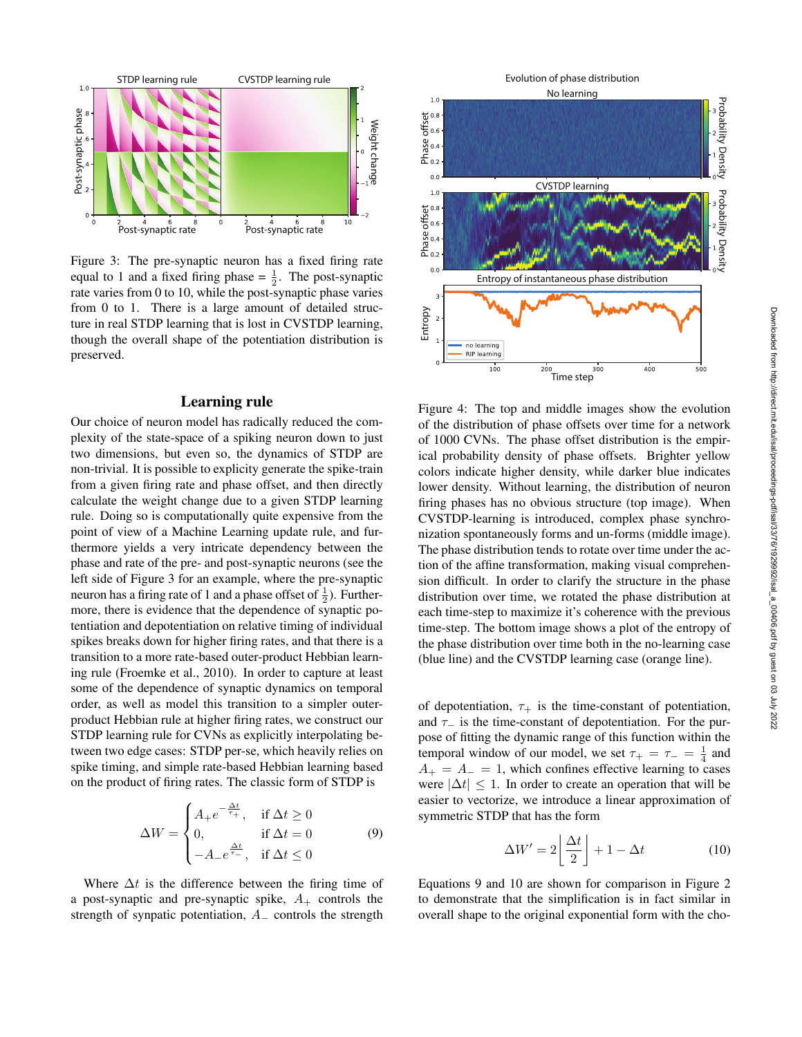Figure 3: The pre-synaptic neuron has a fixed firing rate equal to 1 and a fixed firing phase $= \frac{1}{2}$. The post-synaptic rate varies from 0 to 10, while the post-synaptic phase varies from 0 to 1. There is a large amount of detailed structure in real STDP learning that is lost in CVSTDP learning, though the overall shape of the potentiation distribution is preserved.

## Learning rule

Our choice of neuron model has radically reduced the complexity of the state-space of a spiking neuron down to just two dimensions, but even so, the dynamics of STDP are non-trivial. It is possible to explicity generate the spike-train from a given firing rate and phase offset, and then directly calculate the weight change due to a given STDP learning rule. Doing so is computationally quite expensive from the point of view of a Machine Learning update rule, and furthermore yields a very intricate dependency between the phase and rate of the pre- and post-synaptic neurons (see the left side of Figure 3 for an example, where the pre-synaptic neuron has a firing rate of 1 and a phase offset of $\frac{1}{2}$). Furthermore, there is evidence that the dependence of synaptic potentiation and depotentiation on relative timing of individual spikes breaks down for higher firing rates, and that there is a transition to a more rate-based outer-product Hebbian learning rule (Froemke et al., 2010). In order to capture at least some of the dependence of synaptic dynamics on temporal order, as well as model this transition to a simpler outer-product Hebbian rule at higher firing rates, we construct our STDP learning rule for CVNs as explicitly interpolating between two edge cases: STDP per-se, which heavily relies on spike timing, and simple rate-based Hebbian learning based on the product of firing rates. The classic form of STDP is

$$\Delta W = \begin{cases} A_+ e^{-\frac{\Delta t}{\tau_+}}, & \text{if } \Delta t \geq 0 \\ 0, & \text{if } \Delta t = 0 \\ -A_- e^{\frac{\Delta t}{\tau_-}}, & \text{if } \Delta t \leq 0 \end{cases} \tag{9}$$

Where $\Delta t$ is the difference between the firing time of a post-synaptic and pre-synaptic spike, $A_+$ controls the strength of synpatic potentiation, $A_-$ controls the strength of depotentiation, $\tau_+$ is the time-constant of potentiation, and $\tau_-$ is the time-constant of depotentiation. For the purpose of fitting the dynamic range of this function within the temporal window of our model, we set $\tau_+ = \tau_- = \frac{1}{4}$ and $A_+ = A_- = 1$, which confines effective learning to cases were $|\Delta t| \leq 1$. In order to create an operation that will be easier to vectorize, we introduce a linear approximation of symmetric STDP that has the form

$$\Delta W' = 2\left\lfloor \frac{\Delta t}{2} \right\rfloor + 1 - \Delta t \tag{10}$$

Equations 9 and 10 are shown for comparison in Figure 2 to demonstrate that the simplification is in fact similar in overall shape to the original exponential form with the cho-

Figure 4: The top and middle images show the evolution of the distribution of phase offsets over time for a network of 1000 CVNs. The phase offset distribution is the empirical probability density of phase offsets. Brighter yellow colors indicate higher density, while darker blue indicates lower density. Without learning, the distribution of neuron firing phases has no obvious structure (top image). When CVSTDP-learning is introduced, complex phase synchronization spontaneously forms and un-forms (middle image). The phase distribution tends to rotate over time under the action of the affine transformation, making visual comprehension difficult. In order to clarify the structure in the phase distribution over time, we rotated the phase distribution at each time-step to maximize it's coherence with the previous time-step. The bottom image shows a plot of the entropy of the phase distribution over time both in the no-learning case (blue line) and the CVSTDP learning case (orange line).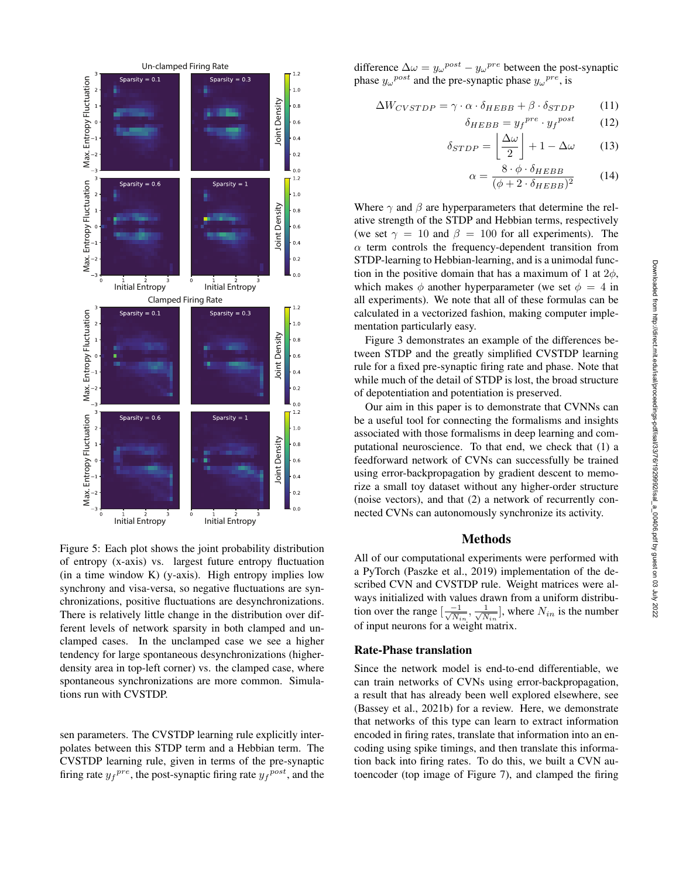Figure 5: Each plot shows the joint probability distribution of entropy (x-axis) vs. largest future entropy fluctuation (in a time window K) (y-axis). High entropy implies low synchrony and visa-versa, so negative fluctuations are synchronizations, positive fluctuations are desynchronizations. There is relatively little change in the distribution over different levels of network sparsity in both clamped and unclamped cases. In the unclamped case we see a higher tendency for large spontaneous desynchronizations (higher-density area in top-left corner) vs. the clamped case, where spontaneous synchronizations are more common. Simulations run with CVSTDP.

sen parameters. The CVSTDP learning rule explicitly interpolates between this STDP term and a Hebbian term. The CVSTDP learning rule, given in terms of the pre-synaptic firing rate $y_f{}^{pre}$, the post-synaptic firing rate $y_f{}^{post}$, and the difference $\Delta\omega = y_\omega{}^{post} - y_\omega{}^{pre}$ between the post-synaptic phase $y_\omega{}^{post}$ and the pre-synaptic phase $y_\omega{}^{pre}$, is

$$\Delta W_{CVSTDP} = \gamma \cdot \alpha \cdot \delta_{HEBB} + \beta \cdot \delta_{STDP} \tag{11}$$

$$\delta_{HEBB} = y_f{}^{pre} \cdot y_f{}^{post} \tag{12}$$

$$\delta_{STDP} = \left\lfloor \frac{\Delta\omega}{2} \right\rfloor + 1 - \Delta\omega \tag{13}$$

$$\alpha = \frac{8 \cdot \phi \cdot \delta_{HEBB}}{(\phi + 2 \cdot \delta_{HEBB})^2} \tag{14}$$

Where $\gamma$ and $\beta$ are hyperparameters that determine the relative strength of the STDP and Hebbian terms, respectively (we set $\gamma = 10$ and $\beta = 100$ for all experiments). The $\alpha$ term controls the frequency-dependent transition from STDP-learning to Hebbian-learning, and is a unimodal function in the positive domain that has a maximum of 1 at $2\phi$, which makes $\phi$ another hyperparameter (we set $\phi = 4$ in all experiments). We note that all of these formulas can be calculated in a vectorized fashion, making computer implementation particularly easy.

Figure 3 demonstrates an example of the differences between STDP and the greatly simplified CVSTDP learning rule for a fixed pre-synaptic firing rate and phase. Note that while much of the detail of STDP is lost, the broad structure of depotentiation and potentiation is preserved.

Our aim in this paper is to demonstrate that CVNNs can be a useful tool for connecting the formalisms and insights associated with those formalisms in deep learning and computational neuroscience. To that end, we check that (1) a feedforward network of CVNs can successfully be trained using error-backpropagation by gradient descent to memorize a small toy dataset without any higher-order structure (noise vectors), and that (2) a network of recurrently connected CVNs can autonomously synchronize its activity.

## Methods

All of our computational experiments were performed with a PyTorch (Paszke et al., 2019) implementation of the described CVN and CVSTDP rule. Weight matrices were always initialized with values drawn from a uniform distribution over the range $[\frac{-1}{\sqrt{N_{in}}}, \frac{1}{\sqrt{N_{in}}}]$, where $N_{in}$ is the number of input neurons for a weight matrix.

### Rate-Phase translation

Since the network model is end-to-end differentiable, we can train networks of CVNs using error-backpropagation, a result that has already been well explored elsewhere, see (Bassey et al., 2021b) for a review. Here, we demonstrate that networks of this type can learn to extract information encoded in firing rates, translate that information into an encoding using spike timings, and then translate this information back into firing rates. To do this, we built a CVN autoencoder (top image of Figure 7), and clamped the firing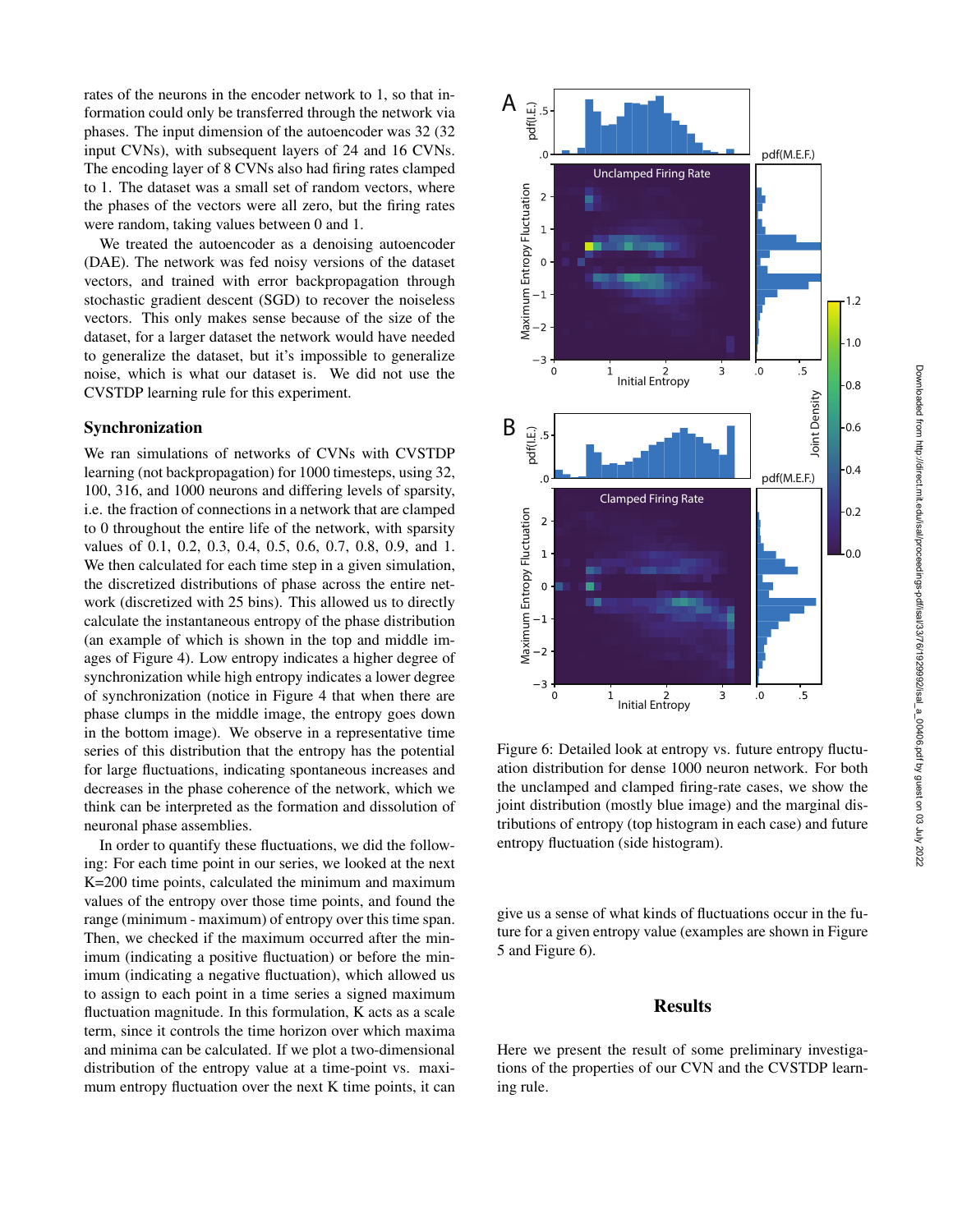rates of the neurons in the encoder network to 1, so that information could only be transferred through the network via phases. The input dimension of the autoencoder was 32 (32 input CVNs), with subsequent layers of 24 and 16 CVNs. The encoding layer of 8 CVNs also had firing rates clamped to 1. The dataset was a small set of random vectors, where the phases of the vectors were all zero, but the firing rates were random, taking values between 0 and 1.

We treated the autoencoder as a denoising autoencoder (DAE). The network was fed noisy versions of the dataset vectors, and trained with error backpropagation through stochastic gradient descent (SGD) to recover the noiseless vectors. This only makes sense because of the size of the dataset, for a larger dataset the network would have needed to generalize the dataset, but it's impossible to generalize noise, which is what our dataset is. We did not use the CVSTDP learning rule for this experiment.

### Synchronization

We ran simulations of networks of CVNs with CVSTDP learning (not backpropagation) for 1000 timesteps, using 32, 100, 316, and 1000 neurons and differing levels of sparsity, i.e. the fraction of connections in a network that are clamped to 0 throughout the entire life of the network, with sparsity values of 0.1, 0.2, 0.3, 0.4, 0.5, 0.6, 0.7, 0.8, 0.9, and 1. We then calculated for each time step in a given simulation, the discretized distributions of phase across the entire network (discretized with 25 bins). This allowed us to directly calculate the instantaneous entropy of the phase distribution (an example of which is shown in the top and middle images of Figure 4). Low entropy indicates a higher degree of synchronization while high entropy indicates a lower degree of synchronization (notice in Figure 4 that when there are phase clumps in the middle image, the entropy goes down in the bottom image). We observe in a representative time series of this distribution that the entropy has the potential for large fluctuations, indicating spontaneous increases and decreases in the phase coherence of the network, which we think can be interpreted as the formation and dissolution of neuronal phase assemblies.

In order to quantify these fluctuations, we did the following: For each time point in our series, we looked at the next K=200 time points, calculated the minimum and maximum values of the entropy over those time points, and found the range (minimum - maximum) of entropy over this time span. Then, we checked if the maximum occurred after the minimum (indicating a positive fluctuation) or before the minimum (indicating a negative fluctuation), which allowed us to assign to each point in a time series a signed maximum fluctuation magnitude. In this formulation, K acts as a scale term, since it controls the time horizon over which maxima and minima can be calculated. If we plot a two-dimensional distribution of the entropy value at a time-point vs. maximum entropy fluctuation over the next K time points, it can give us a sense of what kinds of fluctuations occur in the future for a given entropy value (examples are shown in Figure 5 and Figure 6).

Figure 6: Detailed look at entropy vs. future entropy fluctuation distribution for dense 1000 neuron network. For both the unclamped and clamped firing-rate cases, we show the joint distribution (mostly blue image) and the marginal distributions of entropy (top histogram in each case) and future entropy fluctuation (side histogram).

## Results

Here we present the result of some preliminary investigations of the properties of our CVN and the CVSTDP learning rule.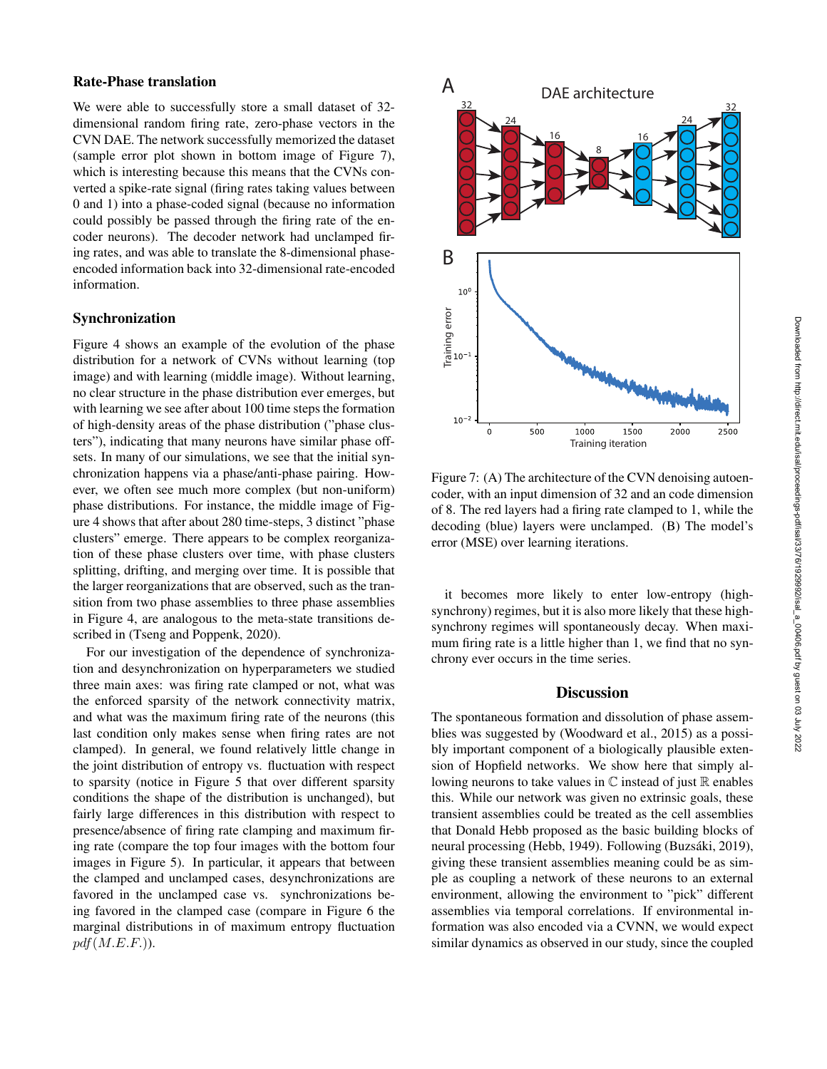### Rate-Phase translation

We were able to successfully store a small dataset of 32-dimensional random firing rate, zero-phase vectors in the CVN DAE. The network successfully memorized the dataset (sample error plot shown in bottom image of Figure 7), which is interesting because this means that the CVNs converted a spike-rate signal (firing rates taking values between 0 and 1) into a phase-coded signal (because no information could possibly be passed through the firing rate of the encoder neurons). The decoder network had unclamped firing rates, and was able to translate the 8-dimensional phase-encoded information back into 32-dimensional rate-encoded information.

### Synchronization

Figure 4 shows an example of the evolution of the phase distribution for a network of CVNs without learning (top image) and with learning (middle image). Without learning, no clear structure in the phase distribution ever emerges, but with learning we see after about 100 time steps the formation of high-density areas of the phase distribution ("phase clusters"), indicating that many neurons have similar phase offsets. In many of our simulations, we see that the initial synchronization happens via a phase/anti-phase pairing. However, we often see much more complex (but non-uniform) phase distributions. For instance, the middle image of Figure 4 shows that after about 280 time-steps, 3 distinct "phase clusters" emerge. There appears to be complex reorganization of these phase clusters over time, with phase clusters splitting, drifting, and merging over time. It is possible that the larger reorganizations that are observed, such as the transition from two phase assemblies to three phase assemblies in Figure 4, are analogous to the meta-state transitions described in (Tseng and Poppenk, 2020).

For our investigation of the dependence of synchronization and desynchronization on hyperparameters we studied three main axes: was firing rate clamped or not, what was the enforced sparsity of the network connectivity matrix, and what was the maximum firing rate of the neurons (this last condition only makes sense when firing rates are not clamped). In general, we found relatively little change in the joint distribution of entropy vs. fluctuation with respect to sparsity (notice in Figure 5 that over different sparsity conditions the shape of the distribution is unchanged), but fairly large differences in this distribution with respect to presence/absence of firing rate clamping and maximum firing rate (compare the top four images with the bottom four images in Figure 5). In particular, it appears that between the clamped and unclamped cases, desynchronizations are favored in the unclamped case vs. synchronizations being favored in the clamped case (compare in Figure 6 the marginal distributions in of maximum entropy fluctuation $pdf(M.E.F.)$).

Figure 7: (A) The architecture of the CVN denoising autoencoder, with an input dimension of 32 and an code dimension of 8. The red layers had a firing rate clamped to 1, while the decoding (blue) layers were unclamped. (B) The model's error (MSE) over learning iterations.

it becomes more likely to enter low-entropy (high-synchrony) regimes, but it is also more likely that these high-synchrony regimes will spontaneously decay. When maximum firing rate is a little higher than 1, we find that no synchrony ever occurs in the time series.

## Discussion

The spontaneous formation and dissolution of phase assemblies was suggested by (Woodward et al., 2015) as a possibly important component of a biologically plausible extension of Hopfield networks. We show here that simply allowing neurons to take values in $\mathbb{C}$ instead of just $\mathbb{R}$ enables this. While our network was given no extrinsic goals, these transient assemblies could be treated as the cell assemblies that Donald Hebb proposed as the basic building blocks of neural processing (Hebb, 1949). Following (Buzsáki, 2019), giving these transient assemblies meaning could be as simple as coupling a network of these neurons to an external environment, allowing the environment to "pick" different assemblies via temporal correlations. If environmental information was also encoded via a CVNN, we would expect similar dynamics as observed in our study, since the coupled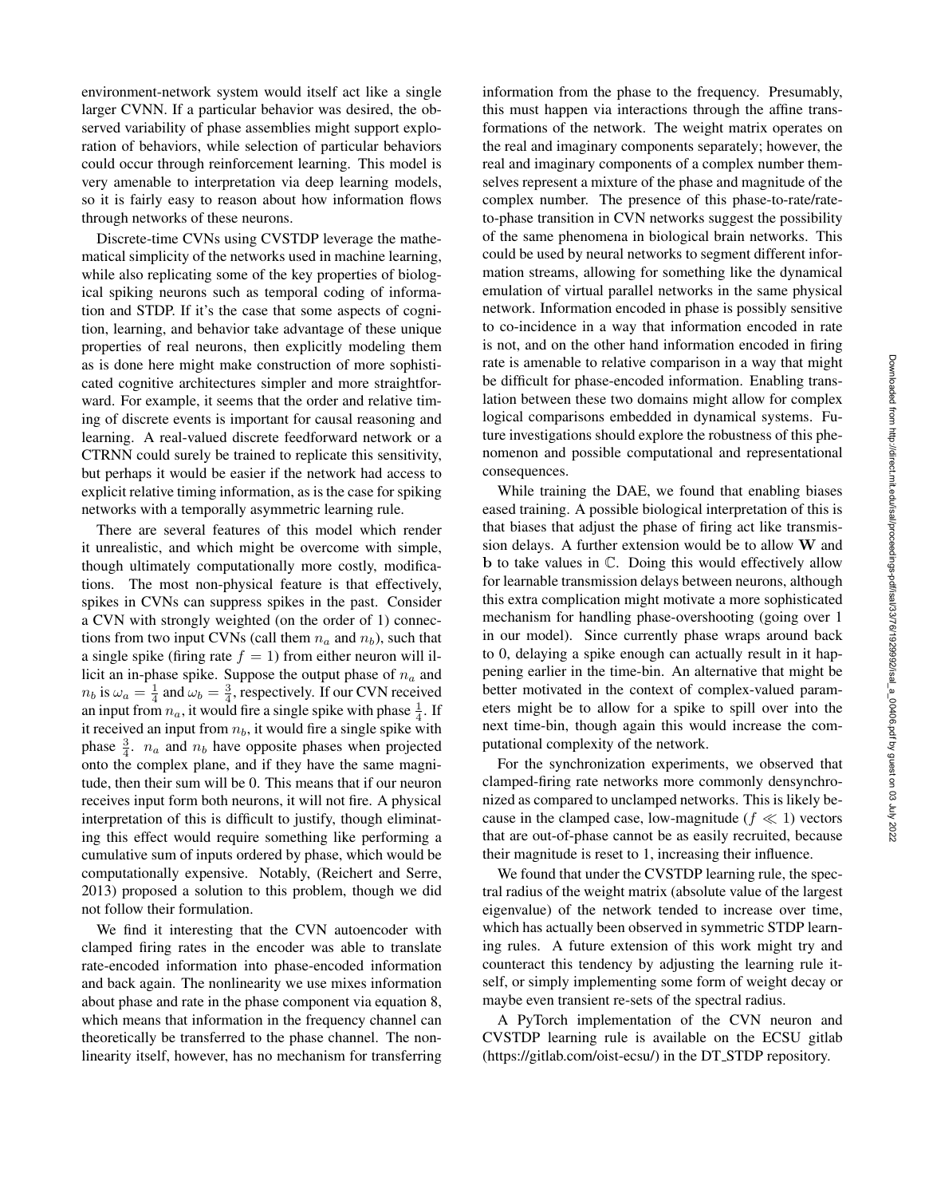environment-network system would itself act like a single larger CVNN. If a particular behavior was desired, the observed variability of phase assemblies might support exploration of behaviors, while selection of particular behaviors could occur through reinforcement learning. This model is very amenable to interpretation via deep learning models, so it is fairly easy to reason about how information flows through networks of these neurons.

Discrete-time CVNs using CVSTDP leverage the mathematical simplicity of the networks used in machine learning, while also replicating some of the key properties of biological spiking neurons such as temporal coding of information and STDP. If it's the case that some aspects of cognition, learning, and behavior take advantage of these unique properties of real neurons, then explicitly modeling them as is done here might make construction of more sophisticated cognitive architectures simpler and more straightforward. For example, it seems that the order and relative timing of discrete events is important for causal reasoning and learning. A real-valued discrete feedforward network or a CTRNN could surely be trained to replicate this sensitivity, but perhaps it would be easier if the network had access to explicit relative timing information, as is the case for spiking networks with a temporally asymmetric learning rule.

There are several features of this model which render it unrealistic, and which might be overcome with simple, though ultimately computationally more costly, modifications. The most non-physical feature is that effectively, spikes in CVNs can suppress spikes in the past. Consider a CVN with strongly weighted (on the order of 1) connections from two input CVNs (call them $n_a$ and $n_b$), such that a single spike (firing rate $f = 1$) from either neuron will illicit an in-phase spike. Suppose the output phase of $n_a$ and $n_b$ is $\omega_a = \frac{1}{4}$ and $\omega_b = \frac{3}{4}$, respectively. If our CVN received an input from $n_a$, it would fire a single spike with phase $\frac{1}{4}$. If it received an input from $n_b$, it would fire a single spike with phase $\frac{3}{4}$. $n_a$ and $n_b$ have opposite phases when projected onto the complex plane, and if they have the same magnitude, then their sum will be 0. This means that if our neuron receives input form both neurons, it will not fire. A physical interpretation of this is difficult to justify, though eliminating this effect would require something like performing a cumulative sum of inputs ordered by phase, which would be computationally expensive. Notably, (Reichert and Serre, 2013) proposed a solution to this problem, though we did not follow their formulation.

We find it interesting that the CVN autoencoder with clamped firing rates in the encoder was able to translate rate-encoded information into phase-encoded information and back again. The nonlinearity we use mixes information about phase and rate in the phase component via equation 8, which means that information in the frequency channel can theoretically be transferred to the phase channel. The nonlinearity itself, however, has no mechanism for transferring information from the phase to the frequency. Presumably, this must happen via interactions through the affine transformations of the network. The weight matrix operates on the real and imaginary components separately; however, the real and imaginary components of a complex number themselves represent a mixture of the phase and magnitude of the complex number. The presence of this phase-to-rate/rate-to-phase transition in CVN networks suggest the possibility of the same phenomena in biological brain networks. This could be used by neural networks to segment different information streams, allowing for something like the dynamical emulation of virtual parallel networks in the same physical network. Information encoded in phase is possibly sensitive to co-incidence in a way that information encoded in rate is not, and on the other hand information encoded in firing rate is amenable to relative comparison in a way that might be difficult for phase-encoded information. Enabling translation between these two domains might allow for complex logical comparisons embedded in dynamical systems. Future investigations should explore the robustness of this phenomenon and possible computational and representational consequences.

While training the DAE, we found that enabling biases eased training. A possible biological interpretation of this is that biases that adjust the phase of firing act like transmission delays. A further extension would be to allow $\mathbf{W}$ and $\mathbf{b}$ to take values in $\mathbb{C}$. Doing this would effectively allow for learnable transmission delays between neurons, although this extra complication might motivate a more sophisticated mechanism for handling phase-overshooting (going over 1 in our model). Since currently phase wraps around back to 0, delaying a spike enough can actually result in it happening earlier in the time-bin. An alternative that might be better motivated in the context of complex-valued parameters might be to allow for a spike to spill over into the next time-bin, though again this would increase the computational complexity of the network.

For the synchronization experiments, we observed that clamped-firing rate networks more commonly densynchronized as compared to unclamped networks. This is likely because in the clamped case, low-magnitude ($f \ll 1$) vectors that are out-of-phase cannot be as easily recruited, because their magnitude is reset to 1, increasing their influence.

We found that under the CVSTDP learning rule, the spectral radius of the weight matrix (absolute value of the largest eigenvalue) of the network tended to increase over time, which has actually been observed in symmetric STDP learning rules. A future extension of this work might try and counteract this tendency by adjusting the learning rule itself, or simply implementing some form of weight decay or maybe even transient re-sets of the spectral radius.

A PyTorch implementation of the CVN neuron and CVSTDP learning rule is available on the ECSU gitlab (https://gitlab.com/oist-ecsu/) in the DT_STDP repository.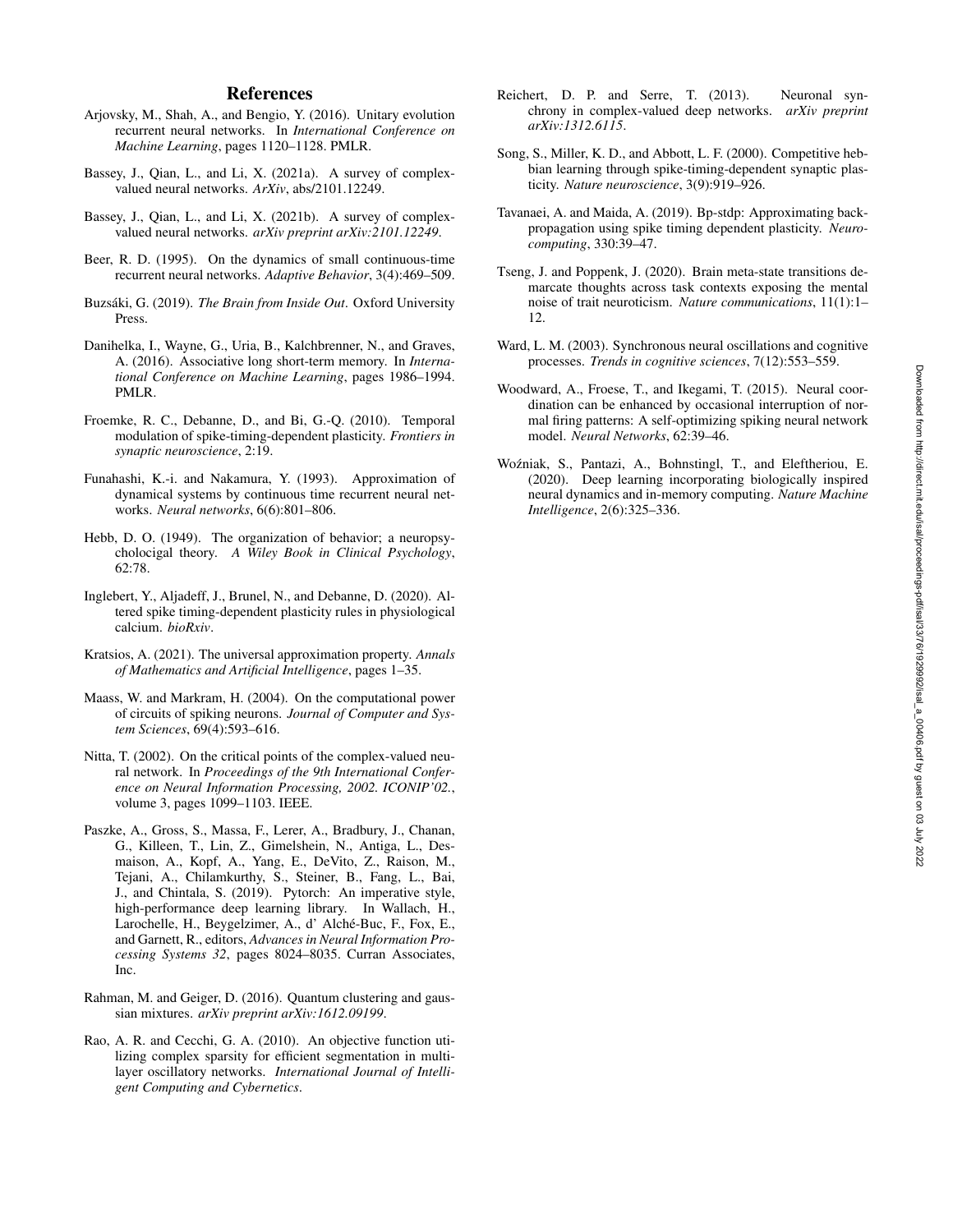# References

Arjovsky, M., Shah, A., and Bengio, Y. (2016). Unitary evolution recurrent neural networks. In *International Conference on Machine Learning*, pages 1120–1128. PMLR.

Bassey, J., Qian, L., and Li, X. (2021a). A survey of complex-valued neural networks. *ArXiv*, abs/2101.12249.

Bassey, J., Qian, L., and Li, X. (2021b). A survey of complex-valued neural networks. *arXiv preprint arXiv:2101.12249*.

Beer, R. D. (1995). On the dynamics of small continuous-time recurrent neural networks. *Adaptive Behavior*, 3(4):469–509.

Buzsáki, G. (2019). *The Brain from Inside Out*. Oxford University Press.

Danihelka, I., Wayne, G., Uria, B., Kalchbrenner, N., and Graves, A. (2016). Associative long short-term memory. In *International Conference on Machine Learning*, pages 1986–1994. PMLR.

Froemke, R. C., Debanne, D., and Bi, G.-Q. (2010). Temporal modulation of spike-timing-dependent plasticity. *Frontiers in synaptic neuroscience*, 2:19.

Funahashi, K.-i. and Nakamura, Y. (1993). Approximation of dynamical systems by continuous time recurrent neural networks. *Neural networks*, 6(6):801–806.

Hebb, D. O. (1949). The organization of behavior; a neuropsychocholocigal theory. *A Wiley Book in Clinical Psychology*, 62:78.

Inglebert, Y., Aljadeff, J., Brunel, N., and Debanne, D. (2020). Altered spike timing-dependent plasticity rules in physiological calcium. *bioRxiv*.

Kratsios, A. (2021). The universal approximation property. *Annals of Mathematics and Artificial Intelligence*, pages 1–35.

Maass, W. and Markram, H. (2004). On the computational power of circuits of spiking neurons. *Journal of Computer and System Sciences*, 69(4):593–616.

Nitta, T. (2002). On the critical points of the complex-valued neural network. In *Proceedings of the 9th International Conference on Neural Information Processing, 2002. ICONIP'02.*, volume 3, pages 1099–1103. IEEE.

Paszke, A., Gross, S., Massa, F., Lerer, A., Bradbury, J., Chanan, G., Killeen, T., Lin, Z., Gimelshein, N., Antiga, L., Desmaison, A., Kopf, A., Yang, E., DeVito, Z., Raison, M., Tejani, A., Chilamkurthy, S., Steiner, B., Fang, L., Bai, J., and Chintala, S. (2019). Pytorch: An imperative style, high-performance deep learning library. In Wallach, H., Larochelle, H., Beygelzimer, A., d' Alché-Buc, F., Fox, E., and Garnett, R., editors, *Advances in Neural Information Processing Systems 32*, pages 8024–8035. Curran Associates, Inc.

Rahman, M. and Geiger, D. (2016). Quantum clustering and gaussian mixtures. *arXiv preprint arXiv:1612.09199*.

Rao, A. R. and Cecchi, G. A. (2010). An objective function utilizing complex sparsity for efficient segmentation in multi-layer oscillatory networks. *International Journal of Intelligent Computing and Cybernetics*.

Reichert, D. P. and Serre, T. (2013). Neuronal synchrony in complex-valued deep networks. *arXiv preprint arXiv:1312.6115*.

Song, S., Miller, K. D., and Abbott, L. F. (2000). Competitive hebbian learning through spike-timing-dependent synaptic plasticity. *Nature neuroscience*, 3(9):919–926.

Tavanaei, A. and Maida, A. (2019). Bp-stdp: Approximating backpropagation using spike timing dependent plasticity. *Neurocomputing*, 330:39–47.

Tseng, J. and Poppenk, J. (2020). Brain meta-state transitions demarcate thoughts across task contexts exposing the mental noise of trait neuroticism. *Nature communications*, 11(1):1–12.

Ward, L. M. (2003). Synchronous neural oscillations and cognitive processes. *Trends in cognitive sciences*, 7(12):553–559.

Woodward, A., Froese, T., and Ikegami, T. (2015). Neural coordination can be enhanced by occasional interruption of normal firing patterns: A self-optimizing spiking neural network model. *Neural Networks*, 62:39–46.

Woźniak, S., Pantazi, A., Bohnstingl, T., and Eleftheriou, E. (2020). Deep learning incorporating biologically inspired neural dynamics and in-memory computing. *Nature Machine Intelligence*, 2(6):325–336.